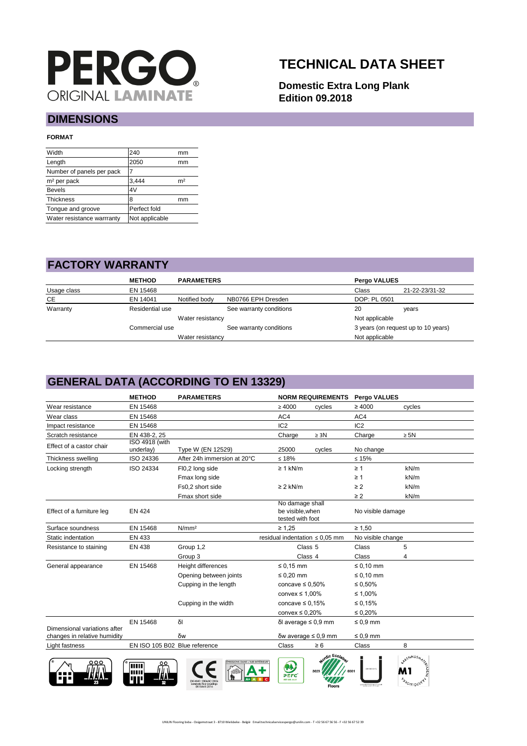PERGO ORIGINAL LAMINATE

# TECHNICAL DATA SHEET

**Domestic Extra Long Plank**
**Edition 09.2018**

## DIMENSIONS

**FORMAT**

| | | |
|---|---|---|
| Width | 240 | mm |
| Length | 2050 | mm |
| Number of panels per pack | 7 | |
| m² per pack | 3,444 | m² |
| Bevels | 4V | |
| Thickness | 8 | mm |
| Tongue and groove | Perfect fold | |
| Water resistance warrranty | Not applicable | |

## FACTORY WARRANTY

| | METHOD | PARAMETERS | | Pergo VALUES | |
|---|---|---|---|---|---|
| Usage class | EN 15468 | | | Class | 21-22-23/31-32 |
| CE | EN 14041 | Notified body | NB0766 EPH Dresden | DOP: PL 0501 | |
| Warranty | Residential use | | See warranty conditions | 20 | years |
| | | Water resistancy | | Not applicable | |
| | Commercial use | | See warranty conditions | 3 years (on request up to 10 years) | |
| | | Water resistancy | | Not applicable | |

## GENERAL DATA (ACCORDING TO EN 13329)

| | METHOD | PARAMETERS | NORM REQUIREMENTS | | Pergo VALUES | |
|---|---|---|---|---|---|---|
| Wear resistance | EN 15468 | | ≥ 4000 | cycles | ≥ 4000 | cycles |
| Wear class | EN 15468 | | AC4 | | AC4 | |
| Impact resistance | EN 15468 | | IC2 | | IC2 | |
| Scratch resistance | EN 438-2, 25 | | Charge | ≥ 3N | Charge | ≥ 5N |
| Effect of a castor chair | ISO 4918 (with underlay) | Type W (EN 12529) | 25000 | cycles | No change | |
| Thickness swelling | ISO 24336 | After 24h immersion at 20°C | ≤ 18% | | ≤ 15% | |
| Locking strength | ISO 24334 | Fl0,2 long side | ≥ 1 kN/m | | ≥ 1 | kN/m |
| | | Fmax long side | | | ≥ 1 | kN/m |
| | | Fs0,2 short side | ≥ 2 kN/m | | ≥ 2 | kN/m |
| | | Fmax short side | | | ≥ 2 | kN/m |
| Effect of a furniture leg | EN 424 | | No damage shall be visible,when tested with foot | | No visible damage | |
| Surface soundness | EN 15468 | N/mm² | ≥ 1,25 | | ≥ 1,50 | |
| Static indentation | EN 433 | | residual indentation ≤ 0,05 mm | | No visible change | |
| Resistance to staining | EN 438 | Group 1,2 | Class 5 | | Class | 5 |
| | | Group 3 | Class 4 | | Class | 4 |
| General appearance | EN 15468 | Height differences | ≤ 0,15 mm | | ≤ 0,10 mm | |
| | | Opening between joints | ≤ 0,20 mm | | ≤ 0,10 mm | |
| | | Cupping in the length | concave ≤ 0,50% | | ≤ 0,50% | |
| | | | convex ≤ 1,00% | | ≤ 1,00% | |
| | | Cupping in the width | concave ≤ 0,15% | | ≤ 0,15% | |
| | | | convex ≤ 0,20% | | ≤ 0,20% | |
| Dimensional variations after changes in relative humidity | EN 15468 | δl | δl average ≤ 0,9 mm | | ≤ 0,9 mm | |
| | | δw | δw average ≤ 0,9 mm | | ≤ 0,9 mm | |
| Light fastness | EN ISO 105 B02 | Blue reference | Class | ≥ 6 | Class | 8 |

UNILIN Flooring bvba - Ooigemstraat 3 - 8710 Wielsbeke - België Email:technicalservicespergo@unilin.com - T +32 56 67 56 56 - F +32 56 67 52 39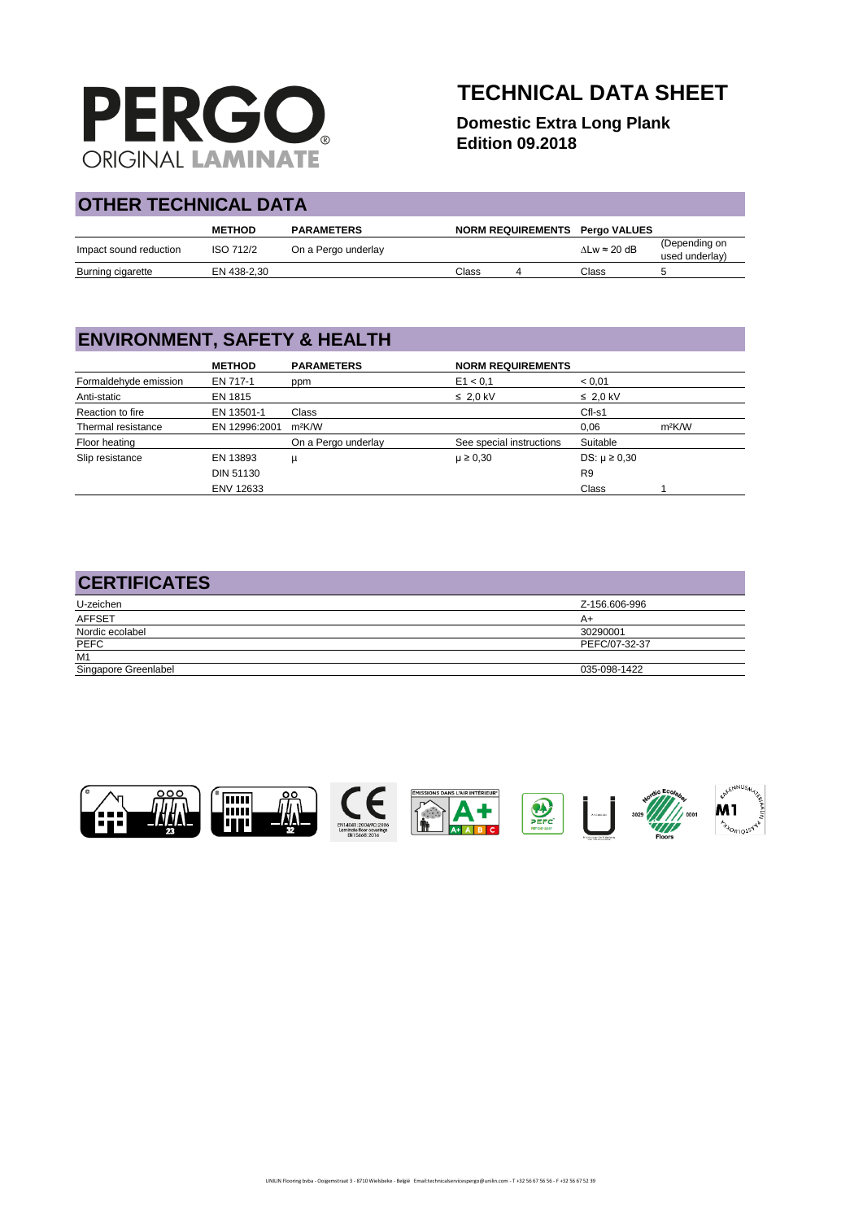# TECHNICAL DATA SHEET

**Domestic Extra Long Plank**
**Edition 09.2018**

## OTHER TECHNICAL DATA

| | METHOD | PARAMETERS | NORM REQUIREMENTS | | Pergo VALUES | |
|---|---|---|---|---|---|---|
| Impact sound reduction | ISO 712/2 | On a Pergo underlay | | | ∆Lw ≈ 20 dB | (Depending on used underlay) |
| Burning cigarette | EN 438-2,30 | | Class | 4 | Class | 5 |

## ENVIRONMENT, SAFETY & HEALTH

| | METHOD | PARAMETERS | NORM REQUIREMENTS | | |
|---|---|---|---|---|---|
| Formaldehyde emission | EN 717-1 | ppm | E1 < 0,1 | < 0,01 | |
| Anti-static | EN 1815 | | ≤ 2,0 kV | ≤ 2,0 kV | |
| Reaction to fire | EN 13501-1 | Class | | Cfl-s1 | |
| Thermal resistance | EN 12996:2001 | m²K/W | | 0,06 | m²K/W |
| Floor heating | | On a Pergo underlay | See special instructions | Suitable | |
| Slip resistance | EN 13893 | µ | µ ≥ 0,30 | DS: µ ≥ 0,30 | |
| | DIN 51130 | | | R9 | |
| | ENV 12633 | | | Class | 1 |

## CERTIFICATES

| | |
|---|---|
| U-zeichen | Z-156.606-996 |
| AFFSET | A+ |
| Nordic ecolabel | 30290001 |
| PEFC | PEFC/07-32-37 |
| M1 | |
| Singapore Greenlabel | 035-098-1422 |